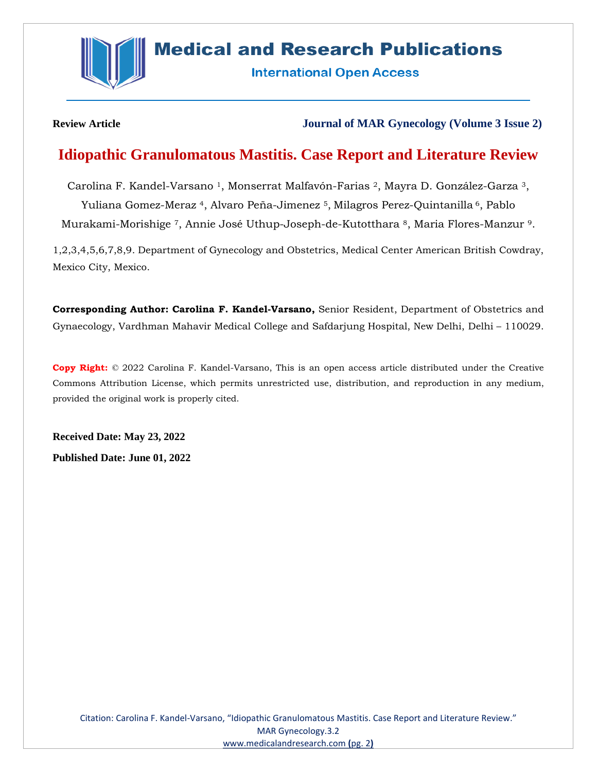**Review Article**

**Journal of MAR Gynecology (Volume 3 Issue 2)**

# Idiopathic Granulomatous Mastitis. Case Report and Literature Review

Carolina F. Kandel-Varsano [1], Monserrat Malfavón-Farias [2], Mayra D. González-Garza [3], Yuliana Gomez-Meraz [4], Alvaro Peña-Jimenez [5], Milagros Perez-Quintanilla [6], Pablo Murakami-Morishige [7], Annie José Uthup-Joseph-de-Kutotthara [8], Maria Flores-Manzur [9].

1,2,3,4,5,6,7,8,9. Department of Gynecology and Obstetrics, Medical Center American British Cowdray, Mexico City, Mexico.

**Corresponding Author: Carolina F. Kandel-Varsano,** Senior Resident, Department of Obstetrics and Gynaecology, Vardhman Mahavir Medical College and Safdarjung Hospital, New Delhi, Delhi – 110029.

**Copy Right:** © 2022 Carolina F. Kandel-Varsano, This is an open access article distributed under the Creative Commons Attribution License, which permits unrestricted use, distribution, and reproduction in any medium, provided the original work is properly cited.

**Received Date: May 23, 2022**

**Published Date: June 01, 2022**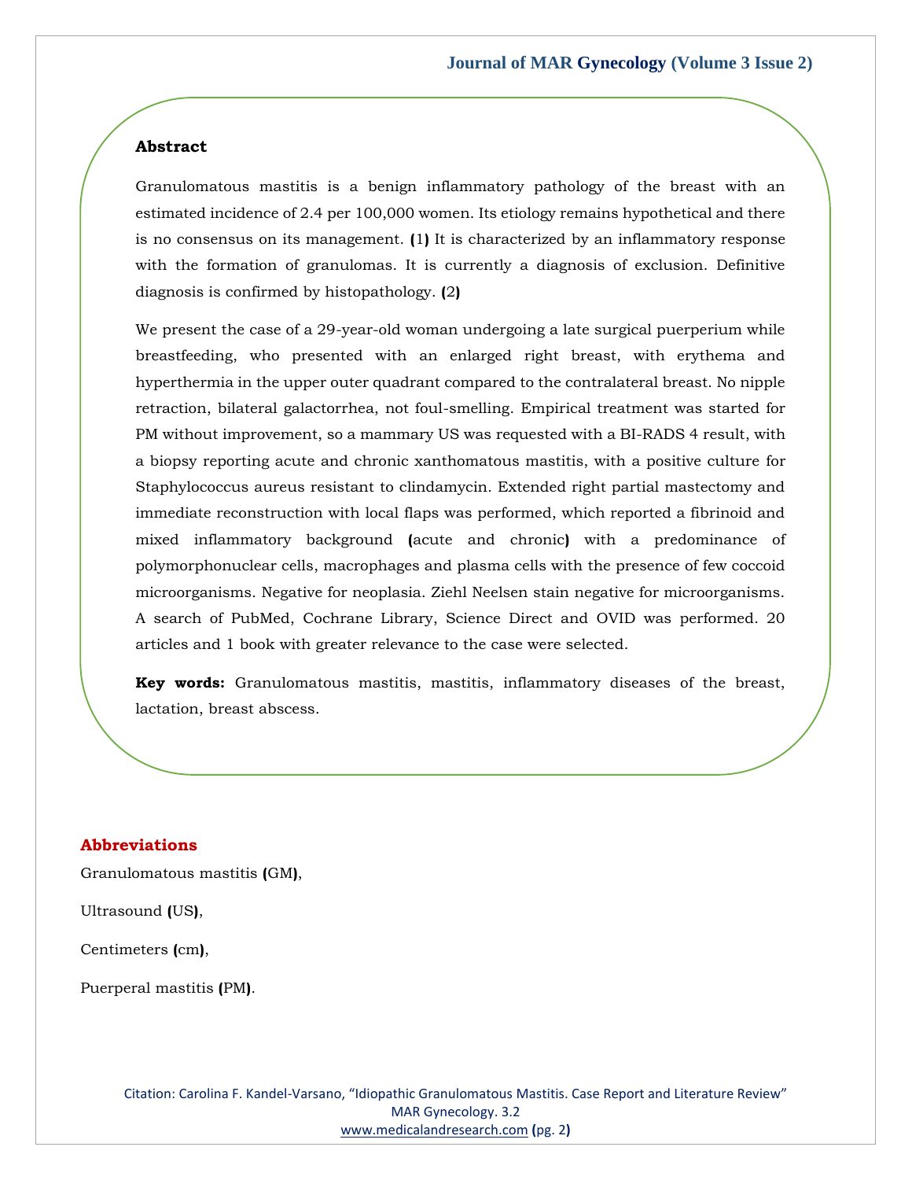## Abstract

Granulomatous mastitis is a benign inflammatory pathology of the breast with an estimated incidence of 2.4 per 100,000 women. Its etiology remains hypothetical and there is no consensus on its management. (1) It is characterized by an inflammatory response with the formation of granulomas. It is currently a diagnosis of exclusion. Definitive diagnosis is confirmed by histopathology. (2)

We present the case of a 29-year-old woman undergoing a late surgical puerperium while breastfeeding, who presented with an enlarged right breast, with erythema and hyperthermia in the upper outer quadrant compared to the contralateral breast. No nipple retraction, bilateral galactorrhea, not foul-smelling. Empirical treatment was started for PM without improvement, so a mammary US was requested with a BI-RADS 4 result, with a biopsy reporting acute and chronic xanthomatous mastitis, with a positive culture for Staphylococcus aureus resistant to clindamycin. Extended right partial mastectomy and immediate reconstruction with local flaps was performed, which reported a fibrinoid and mixed inflammatory background (acute and chronic) with a predominance of polymorphonuclear cells, macrophages and plasma cells with the presence of few coccoid microorganisms. Negative for neoplasia. Ziehl Neelsen stain negative for microorganisms. A search of PubMed, Cochrane Library, Science Direct and OVID was performed. 20 articles and 1 book with greater relevance to the case were selected.

**Key words:** Granulomatous mastitis, mastitis, inflammatory diseases of the breast, lactation, breast abscess.

## Abbreviations

Granulomatous mastitis (GM),

Ultrasound (US),

Centimeters (cm),

Puerperal mastitis (PM).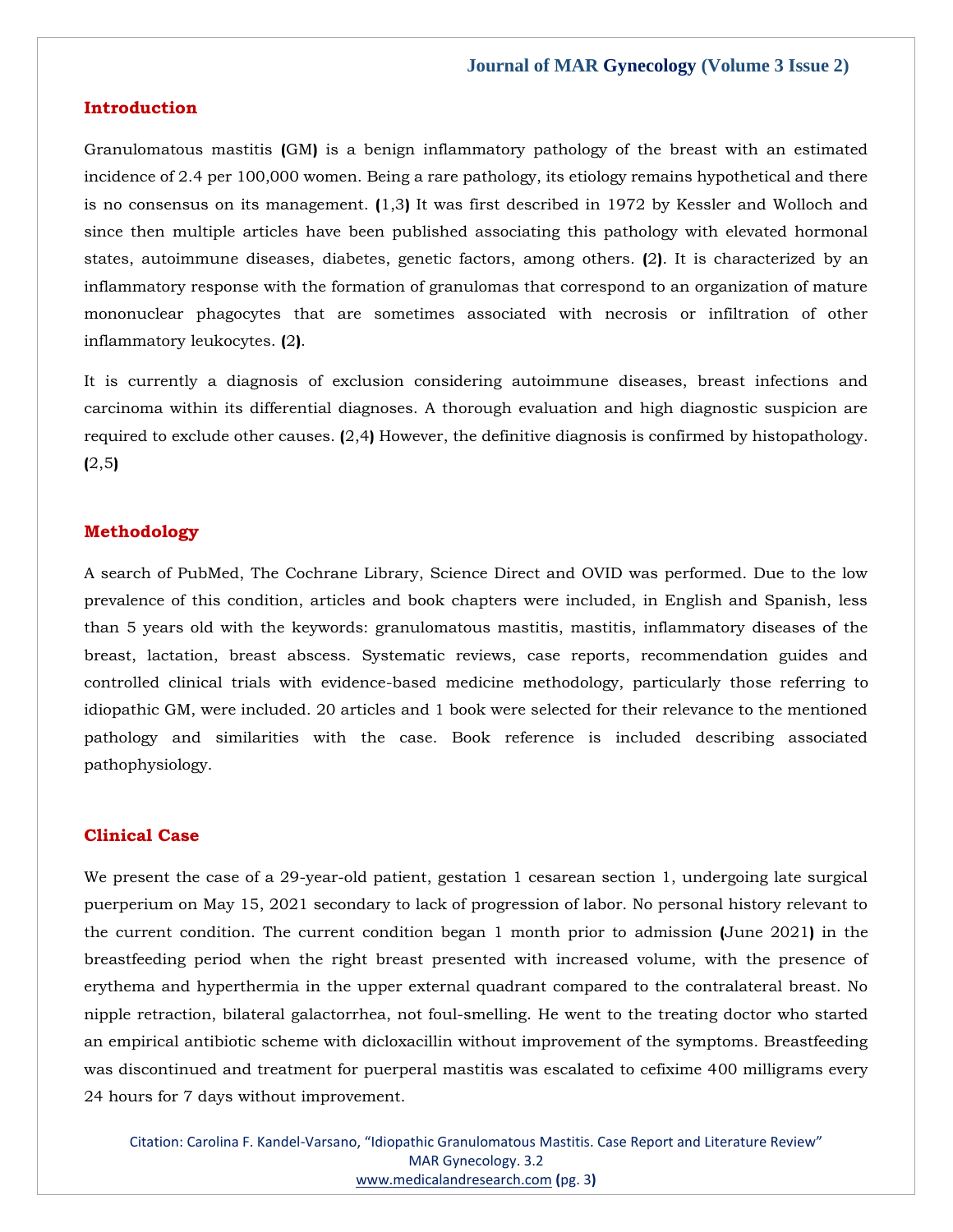## Introduction

Granulomatous mastitis (GM) is a benign inflammatory pathology of the breast with an estimated incidence of 2.4 per 100,000 women. Being a rare pathology, its etiology remains hypothetical and there is no consensus on its management. (1,3) It was first described in 1972 by Kessler and Wolloch and since then multiple articles have been published associating this pathology with elevated hormonal states, autoimmune diseases, diabetes, genetic factors, among others. (2). It is characterized by an inflammatory response with the formation of granulomas that correspond to an organization of mature mononuclear phagocytes that are sometimes associated with necrosis or infiltration of other inflammatory leukocytes. (2).

It is currently a diagnosis of exclusion considering autoimmune diseases, breast infections and carcinoma within its differential diagnoses. A thorough evaluation and high diagnostic suspicion are required to exclude other causes. (2,4) However, the definitive diagnosis is confirmed by histopathology. (2,5)

## Methodology

A search of PubMed, The Cochrane Library, Science Direct and OVID was performed. Due to the low prevalence of this condition, articles and book chapters were included, in English and Spanish, less than 5 years old with the keywords: granulomatous mastitis, mastitis, inflammatory diseases of the breast, lactation, breast abscess. Systematic reviews, case reports, recommendation guides and controlled clinical trials with evidence-based medicine methodology, particularly those referring to idiopathic GM, were included. 20 articles and 1 book were selected for their relevance to the mentioned pathology and similarities with the case. Book reference is included describing associated pathophysiology.

## Clinical Case

We present the case of a 29-year-old patient, gestation 1 cesarean section 1, undergoing late surgical puerperium on May 15, 2021 secondary to lack of progression of labor. No personal history relevant to the current condition. The current condition began 1 month prior to admission (June 2021) in the breastfeeding period when the right breast presented with increased volume, with the presence of erythema and hyperthermia in the upper external quadrant compared to the contralateral breast. No nipple retraction, bilateral galactorrhea, not foul-smelling. He went to the treating doctor who started an empirical antibiotic scheme with dicloxacillin without improvement of the symptoms. Breastfeeding was discontinued and treatment for puerperal mastitis was escalated to cefixime 400 milligrams every 24 hours for 7 days without improvement.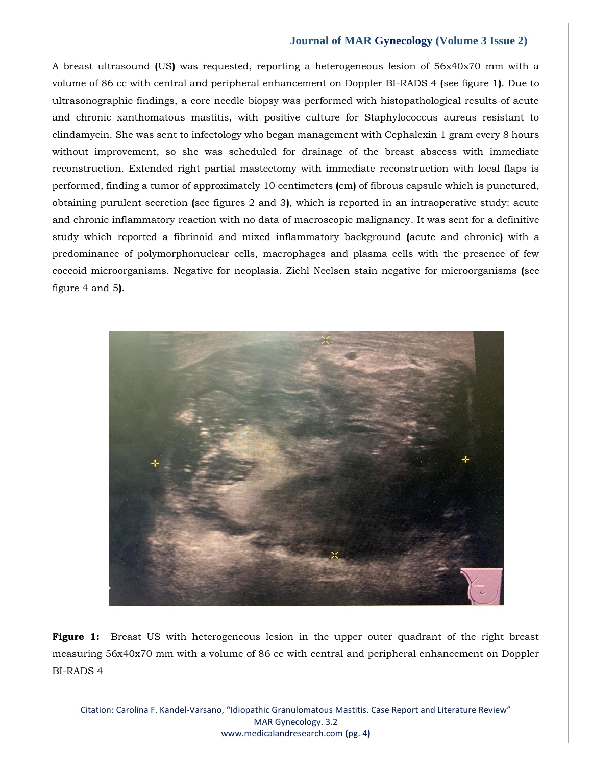A breast ultrasound (US) was requested, reporting a heterogeneous lesion of 56x40x70 mm with a volume of 86 cc with central and peripheral enhancement on Doppler BI-RADS 4 (see figure 1). Due to ultrasonographic findings, a core needle biopsy was performed with histopathological results of acute and chronic xanthomatous mastitis, with positive culture for Staphylococcus aureus resistant to clindamycin. She was sent to infectology who began management with Cephalexin 1 gram every 8 hours without improvement, so she was scheduled for drainage of the breast abscess with immediate reconstruction. Extended right partial mastectomy with immediate reconstruction with local flaps is performed, finding a tumor of approximately 10 centimeters (cm) of fibrous capsule which is punctured, obtaining purulent secretion (see figures 2 and 3), which is reported in an intraoperative study: acute and chronic inflammatory reaction with no data of macroscopic malignancy. It was sent for a definitive study which reported a fibrinoid and mixed inflammatory background (acute and chronic) with a predominance of polymorphonuclear cells, macrophages and plasma cells with the presence of few coccoid microorganisms. Negative for neoplasia. Ziehl Neelsen stain negative for microorganisms (see figure 4 and 5).

**Figure 1:** Breast US with heterogeneous lesion in the upper outer quadrant of the right breast measuring 56x40x70 mm with a volume of 86 cc with central and peripheral enhancement on Doppler BI-RADS 4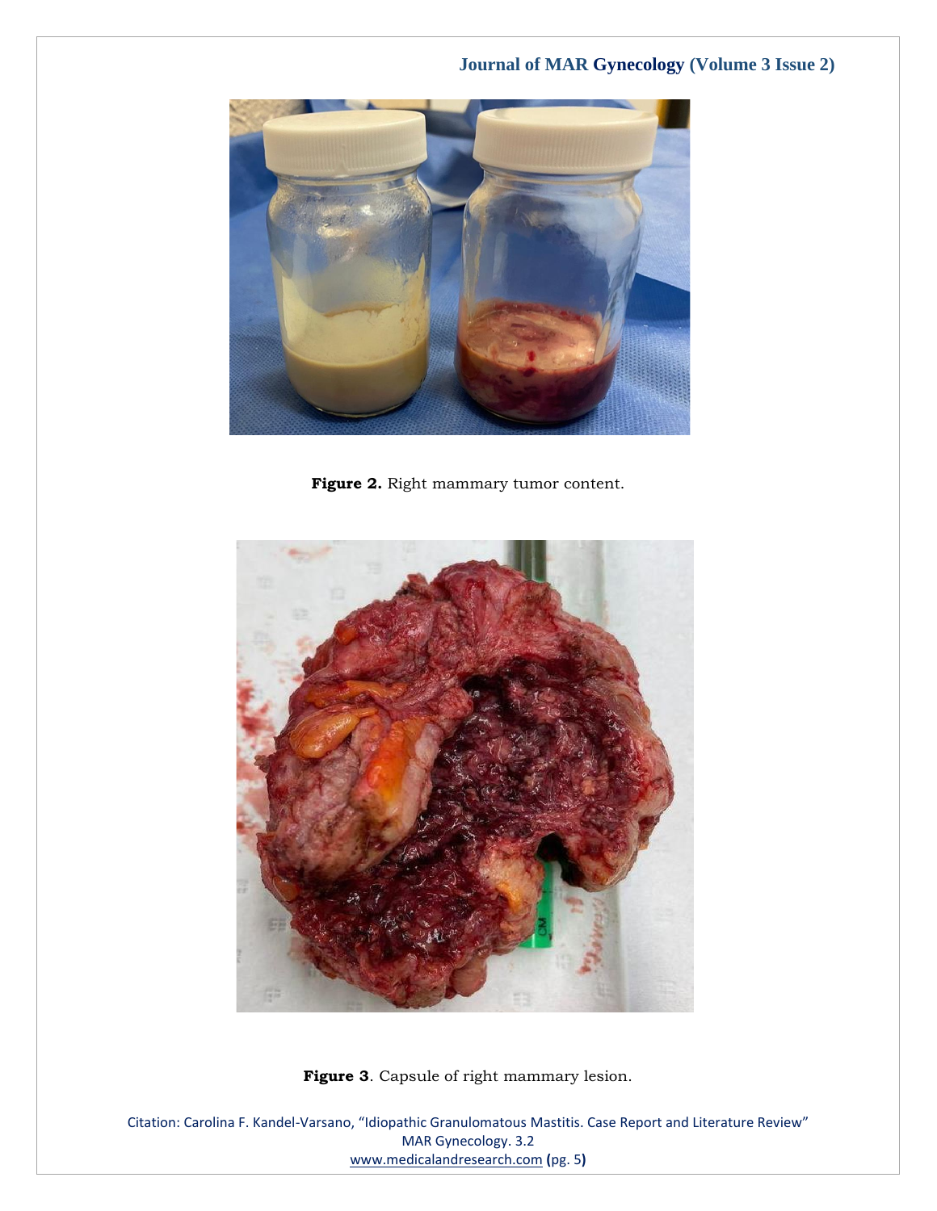**Figure 2.** Right mammary tumor content.

**Figure 3**. Capsule of right mammary lesion.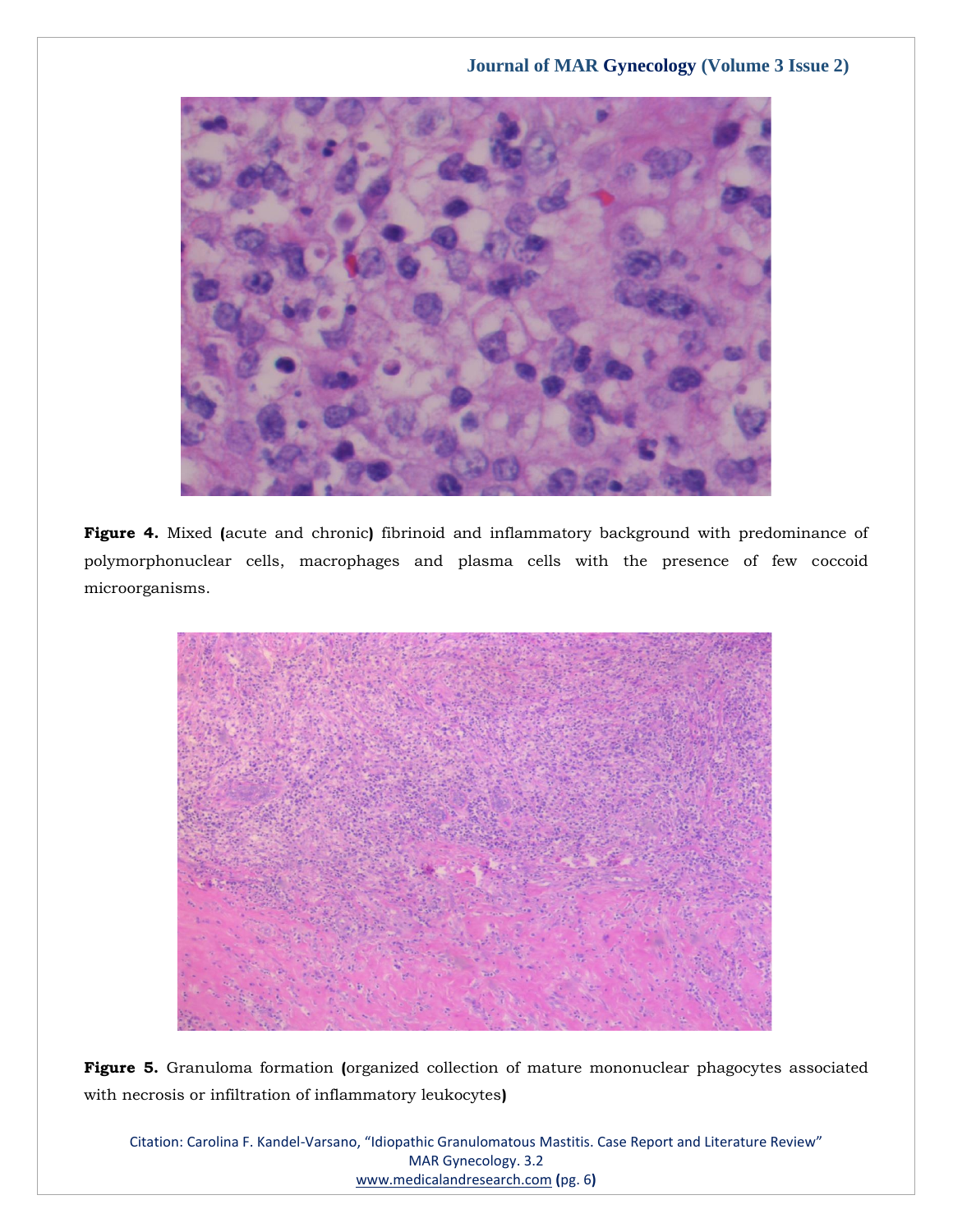**Figure 4.** Mixed (acute and chronic) fibrinoid and inflammatory background with predominance of polymorphonuclear cells, macrophages and plasma cells with the presence of few coccoid microorganisms.

**Figure 5.** Granuloma formation (organized collection of mature mononuclear phagocytes associated with necrosis or infiltration of inflammatory leukocytes)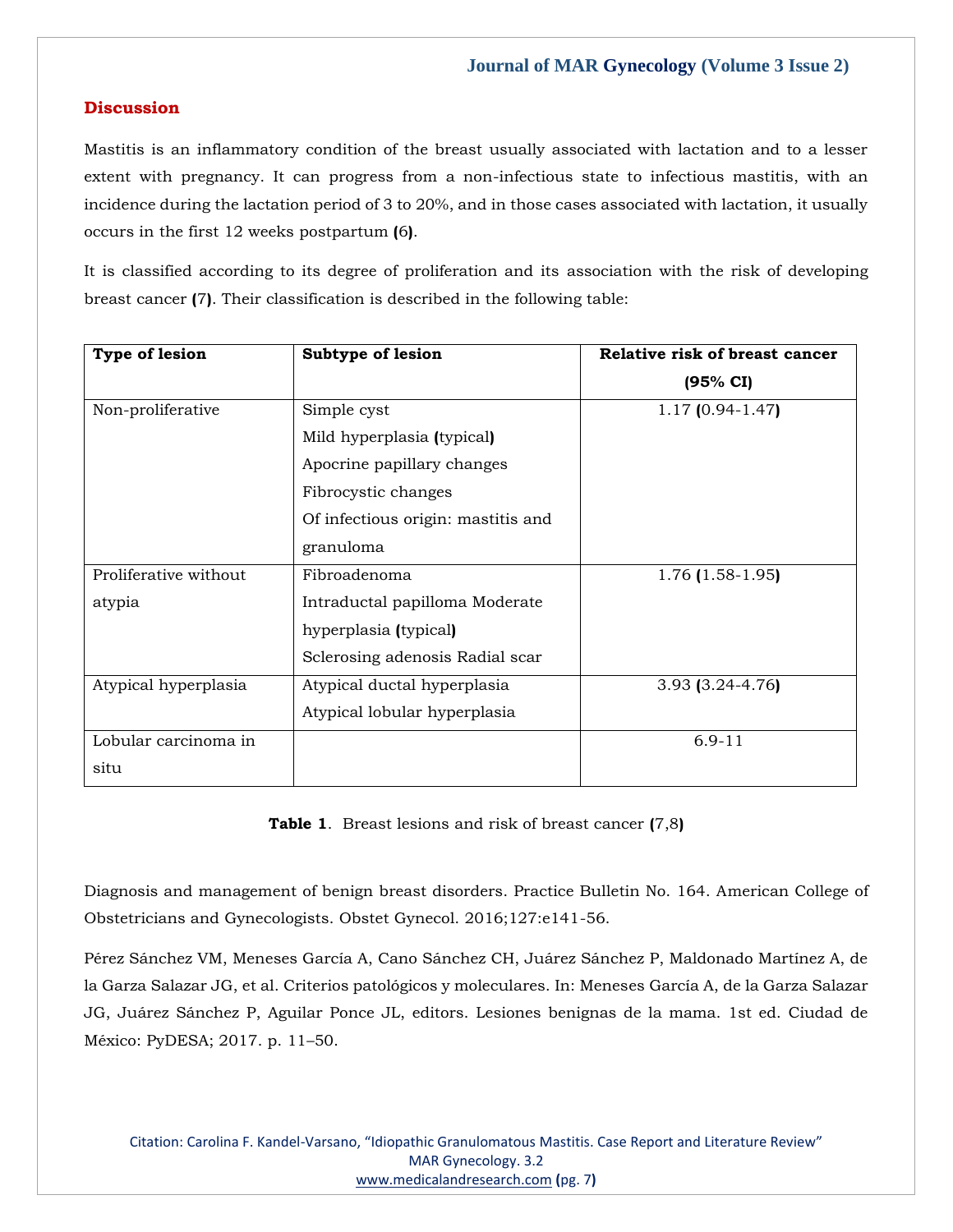## Discussion

Mastitis is an inflammatory condition of the breast usually associated with lactation and to a lesser extent with pregnancy. It can progress from a non-infectious state to infectious mastitis, with an incidence during the lactation period of 3 to 20%, and in those cases associated with lactation, it usually occurs in the first 12 weeks postpartum (6).

It is classified according to its degree of proliferation and its association with the risk of developing breast cancer (7). Their classification is described in the following table:

| Type of lesion | Subtype of lesion | Relative risk of breast cancer (95% CI) |
|---|---|---|
| Non-proliferative | Simple cyst<br>Mild hyperplasia (typical)<br>Apocrine papillary changes<br>Fibrocystic changes<br>Of infectious origin: mastitis and granuloma | 1.17 (0.94-1.47) |
| Proliferative without atypia | Fibroadenoma<br>Intraductal papilloma Moderate hyperplasia (typical)<br>Sclerosing adenosis Radial scar | 1.76 (1.58-1.95) |
| Atypical hyperplasia | Atypical ductal hyperplasia<br>Atypical lobular hyperplasia | 3.93 (3.24-4.76) |
| Lobular carcinoma in situ | | 6.9-11 |

**Table 1**. Breast lesions and risk of breast cancer (7,8)

Diagnosis and management of benign breast disorders. Practice Bulletin No. 164. American College of Obstetricians and Gynecologists. Obstet Gynecol. 2016;127:e141-56.

Pérez Sánchez VM, Meneses García A, Cano Sánchez CH, Juárez Sánchez P, Maldonado Martínez A, de la Garza Salazar JG, et al. Criterios patológicos y moleculares. In: Meneses García A, de la Garza Salazar JG, Juárez Sánchez P, Aguilar Ponce JL, editors. Lesiones benignas de la mama. 1st ed. Ciudad de México: PyDESA; 2017. p. 11–50.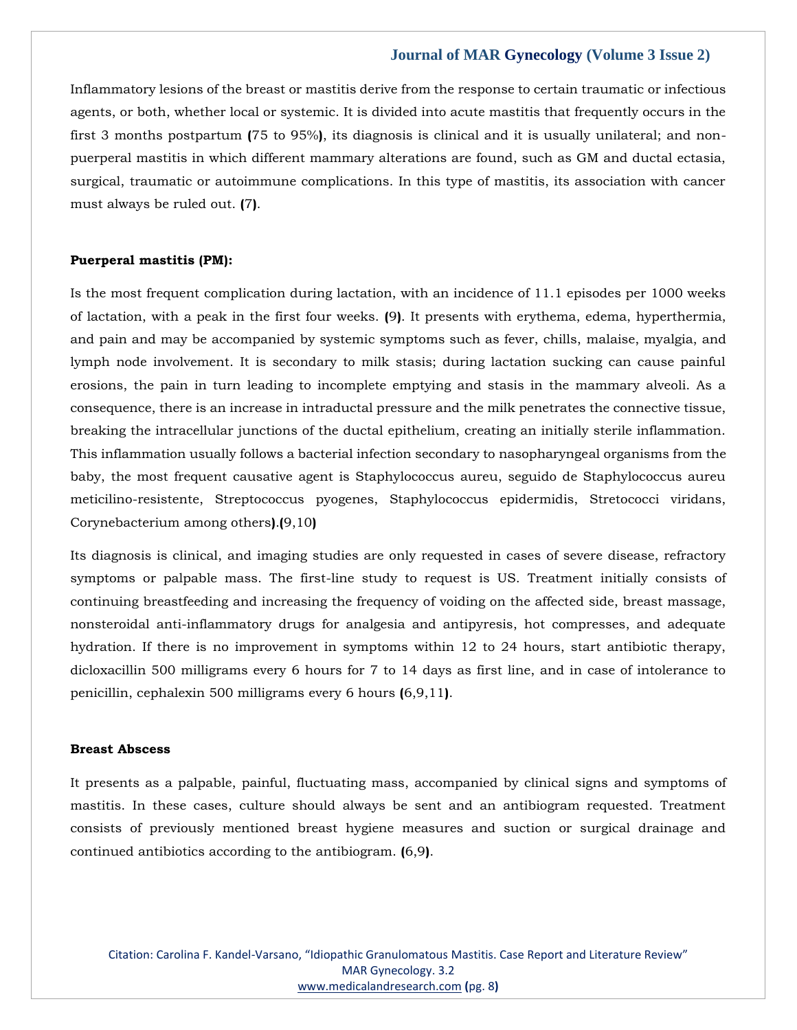Inflammatory lesions of the breast or mastitis derive from the response to certain traumatic or infectious agents, or both, whether local or systemic. It is divided into acute mastitis that frequently occurs in the first 3 months postpartum **(**75 to 95%**)**, its diagnosis is clinical and it is usually unilateral; and non-puerperal mastitis in which different mammary alterations are found, such as GM and ductal ectasia, surgical, traumatic or autoimmune complications. In this type of mastitis, its association with cancer must always be ruled out. **(**7**)**.

**Puerperal mastitis (PM):**

Is the most frequent complication during lactation, with an incidence of 11.1 episodes per 1000 weeks of lactation, with a peak in the first four weeks. **(**9**)**. It presents with erythema, edema, hyperthermia, and pain and may be accompanied by systemic symptoms such as fever, chills, malaise, myalgia, and lymph node involvement. It is secondary to milk stasis; during lactation sucking can cause painful erosions, the pain in turn leading to incomplete emptying and stasis in the mammary alveoli. As a consequence, there is an increase in intraductal pressure and the milk penetrates the connective tissue, breaking the intracellular junctions of the ductal epithelium, creating an initially sterile inflammation. This inflammation usually follows a bacterial infection secondary to nasopharyngeal organisms from the baby, the most frequent causative agent is Staphylococcus aureu, seguido de Staphylococcus aureu meticilino-resistente, Streptococcus pyogenes, Staphylococcus epidermidis, Stretococci viridans, Corynebacterium among others**)**.**(**9,10**)**

Its diagnosis is clinical, and imaging studies are only requested in cases of severe disease, refractory symptoms or palpable mass. The first-line study to request is US. Treatment initially consists of continuing breastfeeding and increasing the frequency of voiding on the affected side, breast massage, nonsteroidal anti-inflammatory drugs for analgesia and antipyresis, hot compresses, and adequate hydration. If there is no improvement in symptoms within 12 to 24 hours, start antibiotic therapy, dicloxacillin 500 milligrams every 6 hours for 7 to 14 days as first line, and in case of intolerance to penicillin, cephalexin 500 milligrams every 6 hours **(**6,9,11**)**.

**Breast Abscess**

It presents as a palpable, painful, fluctuating mass, accompanied by clinical signs and symptoms of mastitis. In these cases, culture should always be sent and an antibiogram requested. Treatment consists of previously mentioned breast hygiene measures and suction or surgical drainage and continued antibiotics according to the antibiogram. **(**6,9**)**.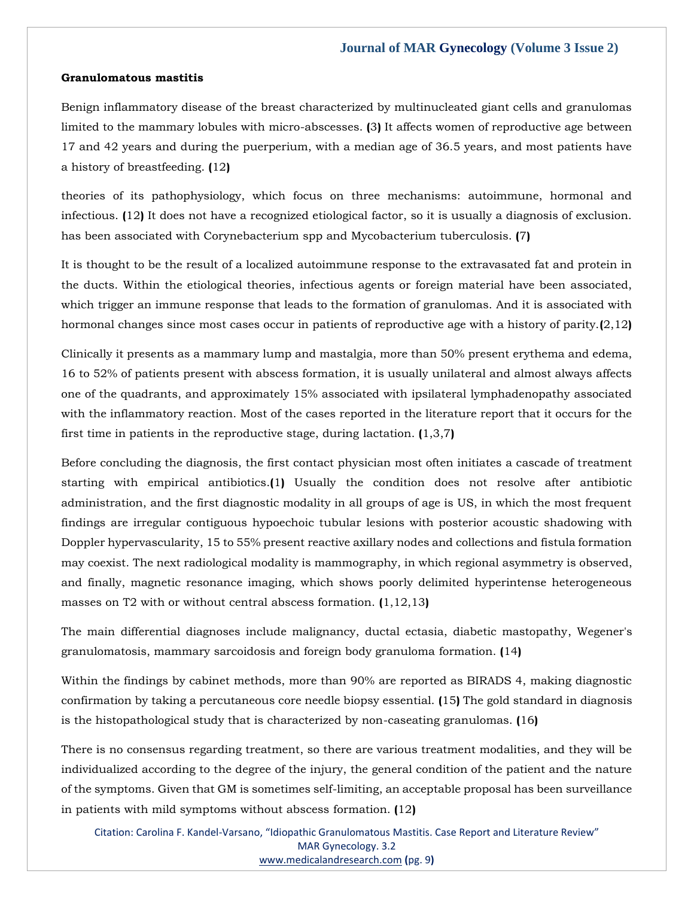**Granulomatous mastitis**

Benign inflammatory disease of the breast characterized by multinucleated giant cells and granulomas limited to the mammary lobules with micro-abscesses. (3) It affects women of reproductive age between 17 and 42 years and during the puerperium, with a median age of 36.5 years, and most patients have a history of breastfeeding. (12)

theories of its pathophysiology, which focus on three mechanisms: autoimmune, hormonal and infectious. (12) It does not have a recognized etiological factor, so it is usually a diagnosis of exclusion. has been associated with Corynebacterium spp and Mycobacterium tuberculosis. (7)

It is thought to be the result of a localized autoimmune response to the extravasated fat and protein in the ducts. Within the etiological theories, infectious agents or foreign material have been associated, which trigger an immune response that leads to the formation of granulomas. And it is associated with hormonal changes since most cases occur in patients of reproductive age with a history of parity.(2,12)

Clinically it presents as a mammary lump and mastalgia, more than 50% present erythema and edema, 16 to 52% of patients present with abscess formation, it is usually unilateral and almost always affects one of the quadrants, and approximately 15% associated with ipsilateral lymphadenopathy associated with the inflammatory reaction. Most of the cases reported in the literature report that it occurs for the first time in patients in the reproductive stage, during lactation. (1,3,7)

Before concluding the diagnosis, the first contact physician most often initiates a cascade of treatment starting with empirical antibiotics.(1) Usually the condition does not resolve after antibiotic administration, and the first diagnostic modality in all groups of age is US, in which the most frequent findings are irregular contiguous hypoechoic tubular lesions with posterior acoustic shadowing with Doppler hypervascularity, 15 to 55% present reactive axillary nodes and collections and fistula formation may coexist. The next radiological modality is mammography, in which regional asymmetry is observed, and finally, magnetic resonance imaging, which shows poorly delimited hyperintense heterogeneous masses on T2 with or without central abscess formation. (1,12,13)

The main differential diagnoses include malignancy, ductal ectasia, diabetic mastopathy, Wegener's granulomatosis, mammary sarcoidosis and foreign body granuloma formation. (14)

Within the findings by cabinet methods, more than 90% are reported as BIRADS 4, making diagnostic confirmation by taking a percutaneous core needle biopsy essential. (15) The gold standard in diagnosis is the histopathological study that is characterized by non-caseating granulomas. (16)

There is no consensus regarding treatment, so there are various treatment modalities, and they will be individualized according to the degree of the injury, the general condition of the patient and the nature of the symptoms. Given that GM is sometimes self-limiting, an acceptable proposal has been surveillance in patients with mild symptoms without abscess formation. (12)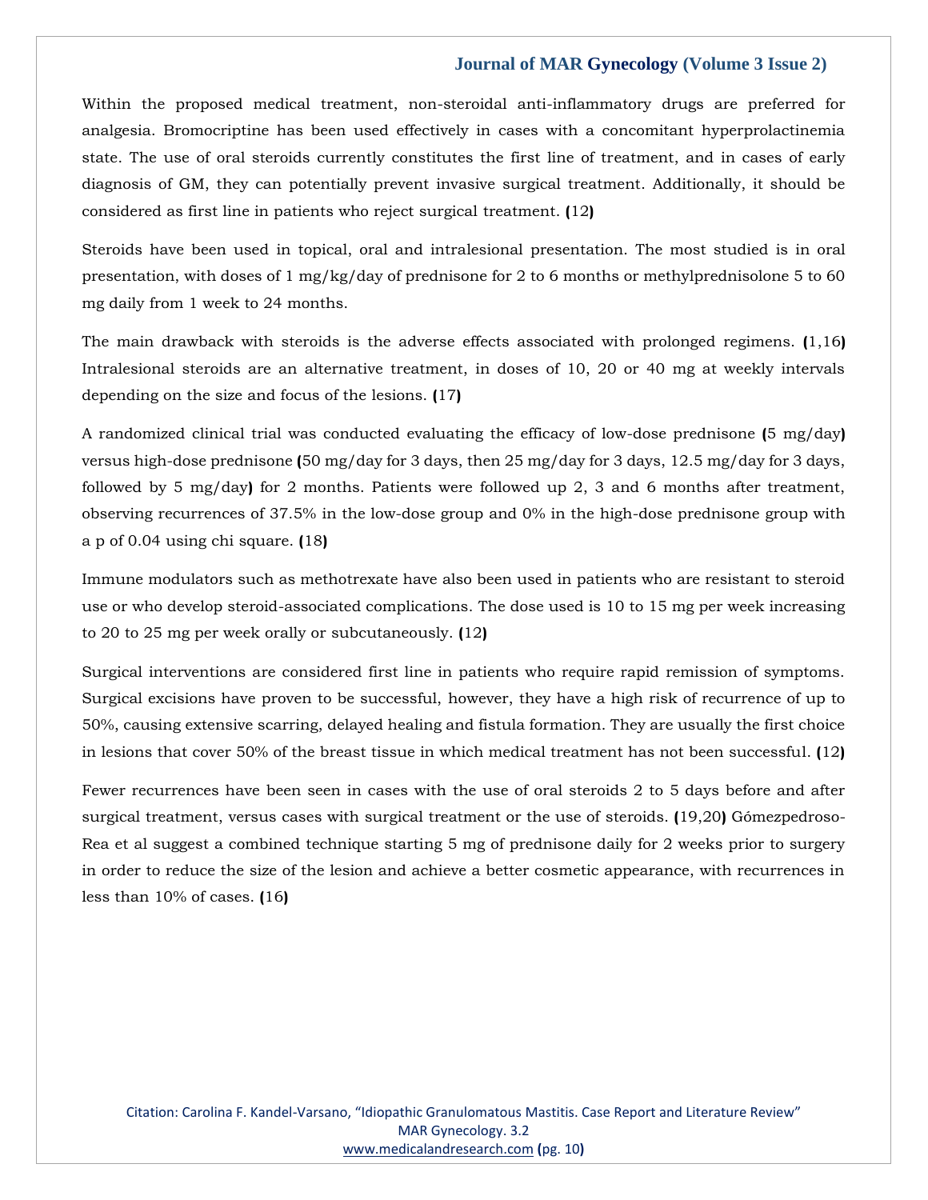Within the proposed medical treatment, non-steroidal anti-inflammatory drugs are preferred for analgesia. Bromocriptine has been used effectively in cases with a concomitant hyperprolactinemia state. The use of oral steroids currently constitutes the first line of treatment, and in cases of early diagnosis of GM, they can potentially prevent invasive surgical treatment. Additionally, it should be considered as first line in patients who reject surgical treatment. (12)

Steroids have been used in topical, oral and intralesional presentation. The most studied is in oral presentation, with doses of 1 mg/kg/day of prednisone for 2 to 6 months or methylprednisolone 5 to 60 mg daily from 1 week to 24 months.

The main drawback with steroids is the adverse effects associated with prolonged regimens. (1,16) Intralesional steroids are an alternative treatment, in doses of 10, 20 or 40 mg at weekly intervals depending on the size and focus of the lesions. (17)

A randomized clinical trial was conducted evaluating the efficacy of low-dose prednisone (5 mg/day) versus high-dose prednisone (50 mg/day for 3 days, then 25 mg/day for 3 days, 12.5 mg/day for 3 days, followed by 5 mg/day) for 2 months. Patients were followed up 2, 3 and 6 months after treatment, observing recurrences of 37.5% in the low-dose group and 0% in the high-dose prednisone group with a p of 0.04 using chi square. (18)

Immune modulators such as methotrexate have also been used in patients who are resistant to steroid use or who develop steroid-associated complications. The dose used is 10 to 15 mg per week increasing to 20 to 25 mg per week orally or subcutaneously. (12)

Surgical interventions are considered first line in patients who require rapid remission of symptoms. Surgical excisions have proven to be successful, however, they have a high risk of recurrence of up to 50%, causing extensive scarring, delayed healing and fistula formation. They are usually the first choice in lesions that cover 50% of the breast tissue in which medical treatment has not been successful. (12)

Fewer recurrences have been seen in cases with the use of oral steroids 2 to 5 days before and after surgical treatment, versus cases with surgical treatment or the use of steroids. (19,20) Gómezpedroso-Rea et al suggest a combined technique starting 5 mg of prednisone daily for 2 weeks prior to surgery in order to reduce the size of the lesion and achieve a better cosmetic appearance, with recurrences in less than 10% of cases. (16)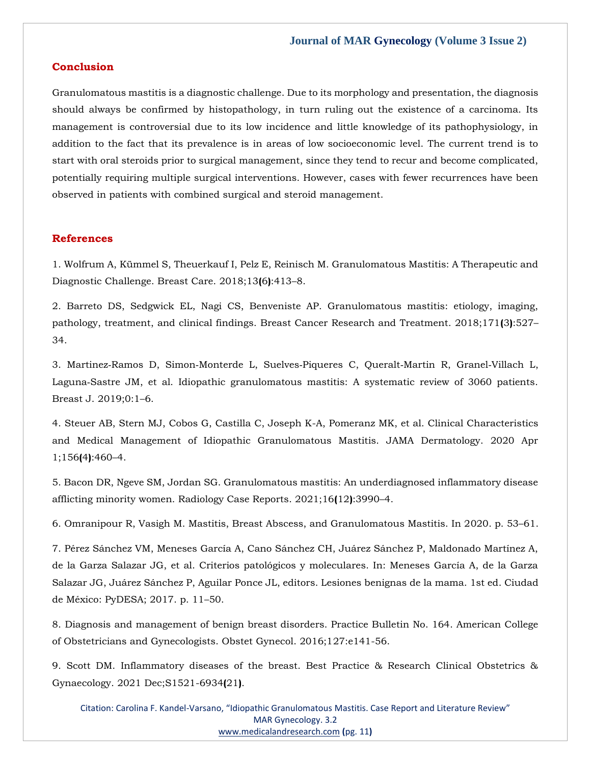## Conclusion

Granulomatous mastitis is a diagnostic challenge. Due to its morphology and presentation, the diagnosis should always be confirmed by histopathology, in turn ruling out the existence of a carcinoma. Its management is controversial due to its low incidence and little knowledge of its pathophysiology, in addition to the fact that its prevalence is in areas of low socioeconomic level. The current trend is to start with oral steroids prior to surgical management, since they tend to recur and become complicated, potentially requiring multiple surgical interventions. However, cases with fewer recurrences have been observed in patients with combined surgical and steroid management.

## References

1. Wolfrum A, Kümmel S, Theuerkauf I, Pelz E, Reinisch M. Granulomatous Mastitis: A Therapeutic and Diagnostic Challenge. Breast Care. 2018;13(6):413–8.

2. Barreto DS, Sedgwick EL, Nagi CS, Benveniste AP. Granulomatous mastitis: etiology, imaging, pathology, treatment, and clinical findings. Breast Cancer Research and Treatment. 2018;171(3):527–34.

3. Martinez-Ramos D, Simon-Monterde L, Suelves-Piqueres C, Queralt-Martin R, Granel-Villach L, Laguna-Sastre JM, et al. Idiopathic granulomatous mastitis: A systematic review of 3060 patients. Breast J. 2019;0:1–6.

4. Steuer AB, Stern MJ, Cobos G, Castilla C, Joseph K-A, Pomeranz MK, et al. Clinical Characteristics and Medical Management of Idiopathic Granulomatous Mastitis. JAMA Dermatology. 2020 Apr 1;156(4):460–4.

5. Bacon DR, Ngeve SM, Jordan SG. Granulomatous mastitis: An underdiagnosed inflammatory disease afflicting minority women. Radiology Case Reports. 2021;16(12):3990–4.

6. Omranipour R, Vasigh M. Mastitis, Breast Abscess, and Granulomatous Mastitis. In 2020. p. 53–61.

7. Pérez Sánchez VM, Meneses García A, Cano Sánchez CH, Juárez Sánchez P, Maldonado Martínez A, de la Garza Salazar JG, et al. Criterios patológicos y moleculares. In: Meneses García A, de la Garza Salazar JG, Juárez Sánchez P, Aguilar Ponce JL, editors. Lesiones benignas de la mama. 1st ed. Ciudad de México: PyDESA; 2017. p. 11–50.

8. Diagnosis and management of benign breast disorders. Practice Bulletin No. 164. American College of Obstetricians and Gynecologists. Obstet Gynecol. 2016;127:e141-56.

9. Scott DM. Inflammatory diseases of the breast. Best Practice & Research Clinical Obstetrics & Gynaecology. 2021 Dec;S1521-6934(21).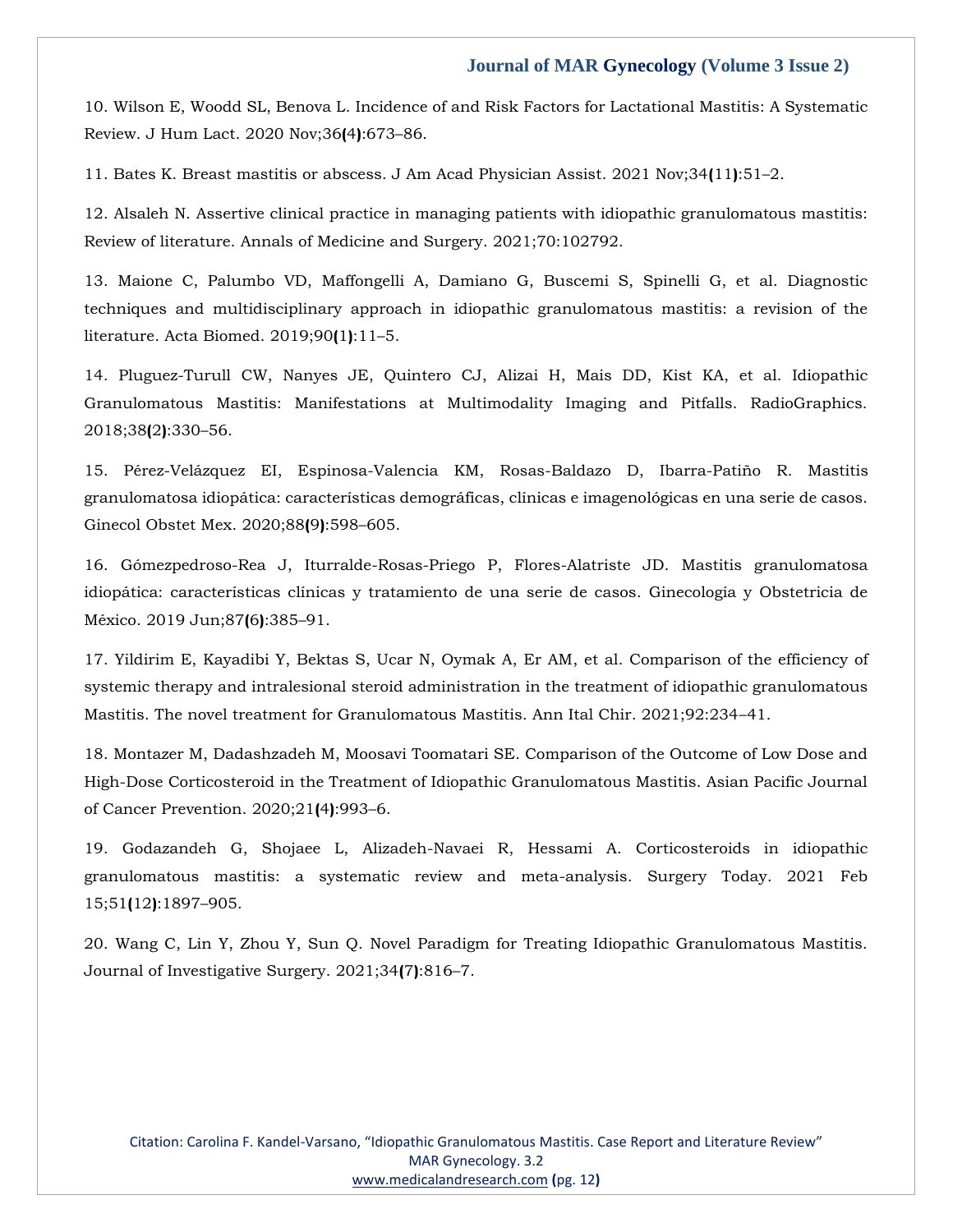10. Wilson E, Woodd SL, Benova L. Incidence of and Risk Factors for Lactational Mastitis: A Systematic Review. J Hum Lact. 2020 Nov;36(4):673–86.

11. Bates K. Breast mastitis or abscess. J Am Acad Physician Assist. 2021 Nov;34(11):51–2.

12. Alsaleh N. Assertive clinical practice in managing patients with idiopathic granulomatous mastitis: Review of literature. Annals of Medicine and Surgery. 2021;70:102792.

13. Maione C, Palumbo VD, Maffongelli A, Damiano G, Buscemi S, Spinelli G, et al. Diagnostic techniques and multidisciplinary approach in idiopathic granulomatous mastitis: a revision of the literature. Acta Biomed. 2019;90(1):11–5.

14. Pluguez-Turull CW, Nanyes JE, Quintero CJ, Alizai H, Mais DD, Kist KA, et al. Idiopathic Granulomatous Mastitis: Manifestations at Multimodality Imaging and Pitfalls. RadioGraphics. 2018;38(2):330–56.

15. Pérez-Velázquez EI, Espinosa-Valencia KM, Rosas-Baldazo D, Ibarra-Patiño R. Mastitis granulomatosa idiopática: características demográficas, clínicas e imagenológicas en una serie de casos. Ginecol Obstet Mex. 2020;88(9):598–605.

16. Gómezpedroso-Rea J, Iturralde-Rosas-Priego P, Flores-Alatriste JD. Mastitis granulomatosa idiopática: características clínicas y tratamiento de una serie de casos. Ginecología y Obstetricia de México. 2019 Jun;87(6):385–91.

17. Yildirim E, Kayadibi Y, Bektas S, Ucar N, Oymak A, Er AM, et al. Comparison of the efficiency of systemic therapy and intralesional steroid administration in the treatment of idiopathic granulomatous Mastitis. The novel treatment for Granulomatous Mastitis. Ann Ital Chir. 2021;92:234–41.

18. Montazer M, Dadashzadeh M, Moosavi Toomatari SE. Comparison of the Outcome of Low Dose and High-Dose Corticosteroid in the Treatment of Idiopathic Granulomatous Mastitis. Asian Pacific Journal of Cancer Prevention. 2020;21(4):993–6.

19. Godazandeh G, Shojaee L, Alizadeh-Navaei R, Hessami A. Corticosteroids in idiopathic granulomatous mastitis: a systematic review and meta-analysis. Surgery Today. 2021 Feb 15;51(12):1897–905.

20. Wang C, Lin Y, Zhou Y, Sun Q. Novel Paradigm for Treating Idiopathic Granulomatous Mastitis. Journal of Investigative Surgery. 2021;34(7):816–7.